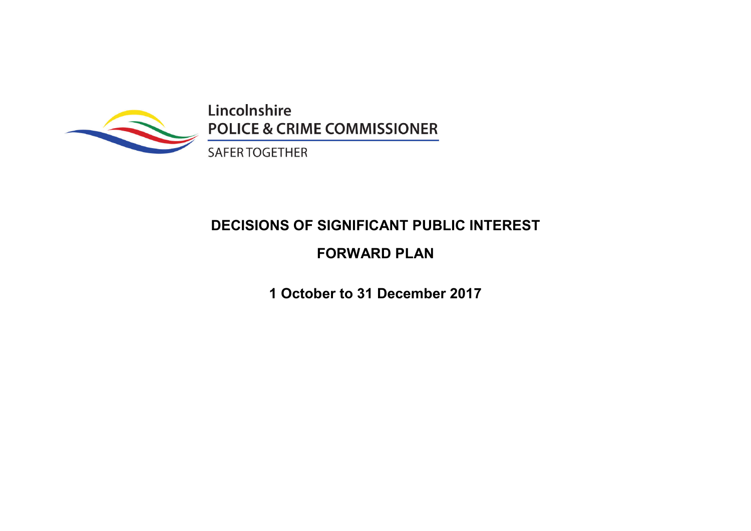Lincolnshire
**POLICE & CRIME COMMISSIONER**
SAFER TOGETHER

# DECISIONS OF SIGNIFICANT PUBLIC INTEREST

## FORWARD PLAN

**1 October to 31 December 2017**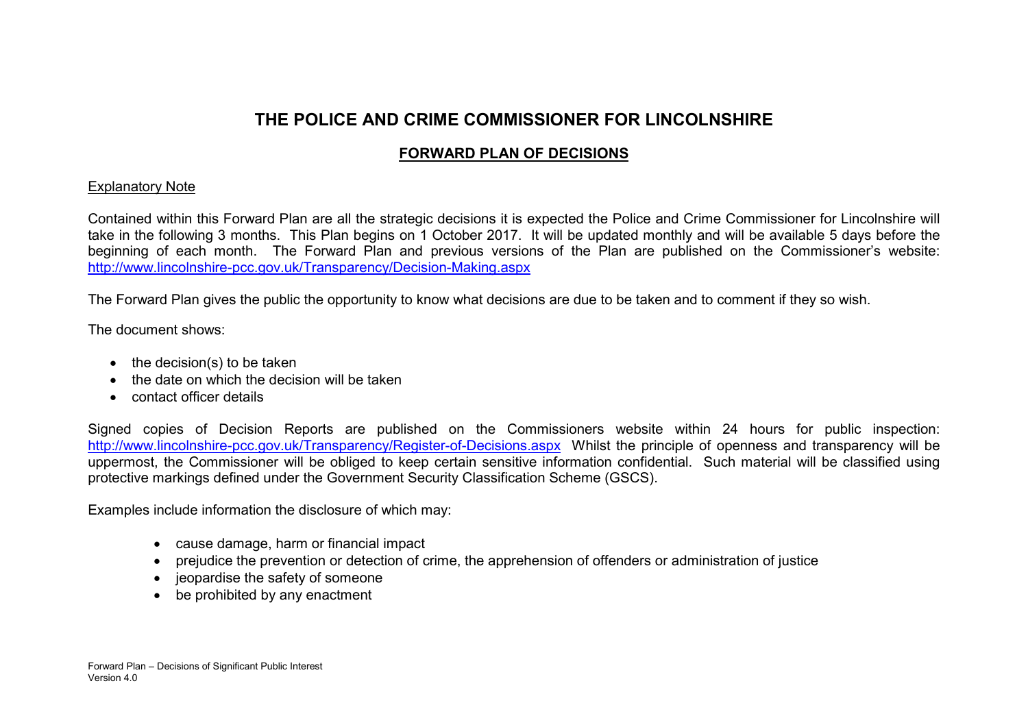# THE POLICE AND CRIME COMMISSIONER FOR LINCOLNSHIRE

## FORWARD PLAN OF DECISIONS

Explanatory Note

Contained within this Forward Plan are all the strategic decisions it is expected the Police and Crime Commissioner for Lincolnshire will take in the following 3 months. This Plan begins on 1 October 2017. It will be updated monthly and will be available 5 days before the beginning of each month. The Forward Plan and previous versions of the Plan are published on the Commissioner's website: http://www.lincolnshire-pcc.gov.uk/Transparency/Decision-Making.aspx

The Forward Plan gives the public the opportunity to know what decisions are due to be taken and to comment if they so wish.

The document shows:

- the decision(s) to be taken
- the date on which the decision will be taken
- contact officer details

Signed copies of Decision Reports are published on the Commissioners website within 24 hours for public inspection: http://www.lincolnshire-pcc.gov.uk/Transparency/Register-of-Decisions.aspx Whilst the principle of openness and transparency will be uppermost, the Commissioner will be obliged to keep certain sensitive information confidential. Such material will be classified using protective markings defined under the Government Security Classification Scheme (GSCS).

Examples include information the disclosure of which may:

- cause damage, harm or financial impact
- prejudice the prevention or detection of crime, the apprehension of offenders or administration of justice
- jeopardise the safety of someone
- be prohibited by any enactment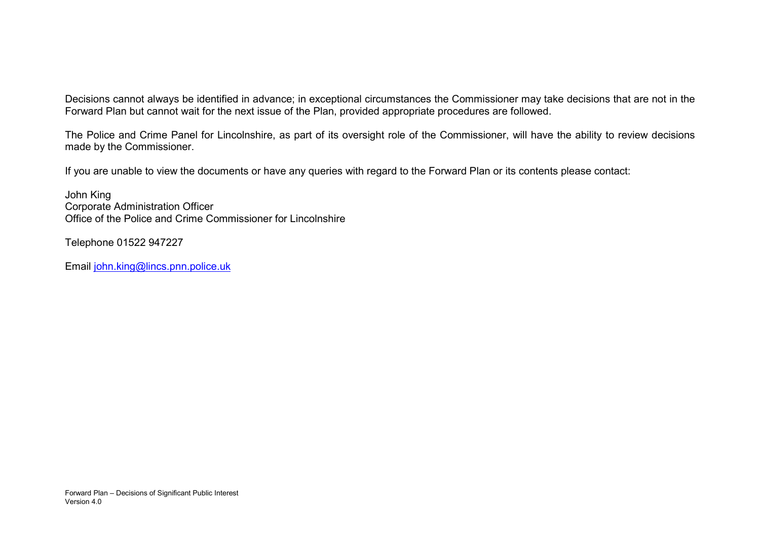Decisions cannot always be identified in advance; in exceptional circumstances the Commissioner may take decisions that are not in the Forward Plan but cannot wait for the next issue of the Plan, provided appropriate procedures are followed.

The Police and Crime Panel for Lincolnshire, as part of its oversight role of the Commissioner, will have the ability to review decisions made by the Commissioner.

If you are unable to view the documents or have any queries with regard to the Forward Plan or its contents please contact:

John King
Corporate Administration Officer
Office of the Police and Crime Commissioner for Lincolnshire

Telephone 01522 947227

Email john.king@lincs.pnn.police.uk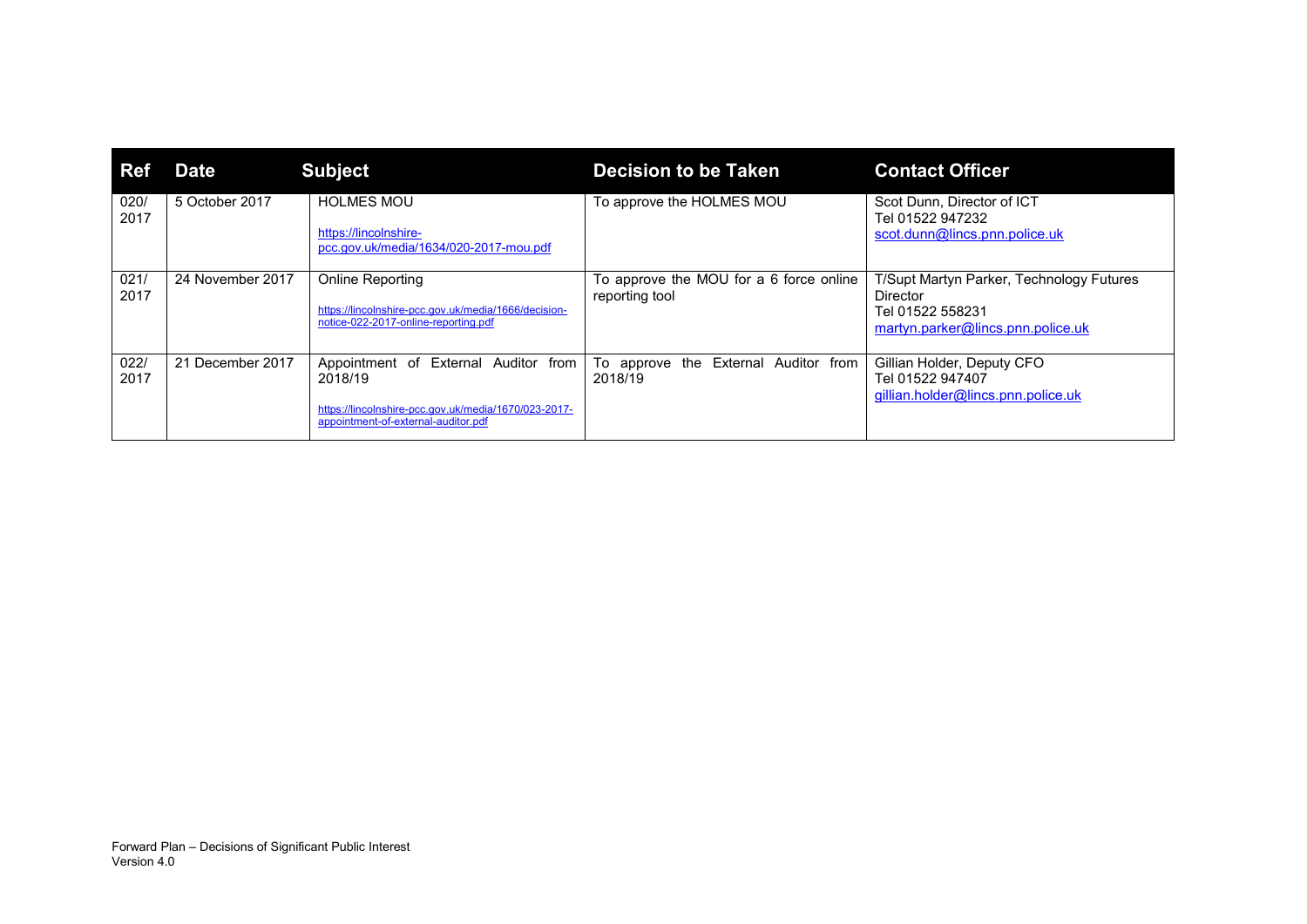| Ref | Date | Subject | Decision to be Taken | Contact Officer |
|---|---|---|---|---|
| 020/ 2017 | 5 October 2017 | HOLMES MOU<br><br>https://lincolnshire-pcc.gov.uk/media/1634/020-2017-mou.pdf | To approve the HOLMES MOU | Scot Dunn, Director of ICT<br>Tel 01522 947232<br>scot.dunn@lincs.pnn.police.uk |
| 021/ 2017 | 24 November 2017 | Online Reporting<br><br>https://lincolnshire-pcc.gov.uk/media/1666/decision-notice-022-2017-online-reporting.pdf | To approve the MOU for a 6 force online reporting tool | T/Supt Martyn Parker, Technology Futures Director<br>Tel 01522 558231<br>martyn.parker@lincs.pnn.police.uk |
| 022/ 2017 | 21 December 2017 | Appointment of External Auditor from 2018/19<br><br>https://lincolnshire-pcc.gov.uk/media/1670/023-2017-appointment-of-external-auditor.pdf | To approve the External Auditor from 2018/19 | Gillian Holder, Deputy CFO<br>Tel 01522 947407<br>gillian.holder@lincs.pnn.police.uk |

Forward Plan – Decisions of Significant Public Interest
Version 4.0